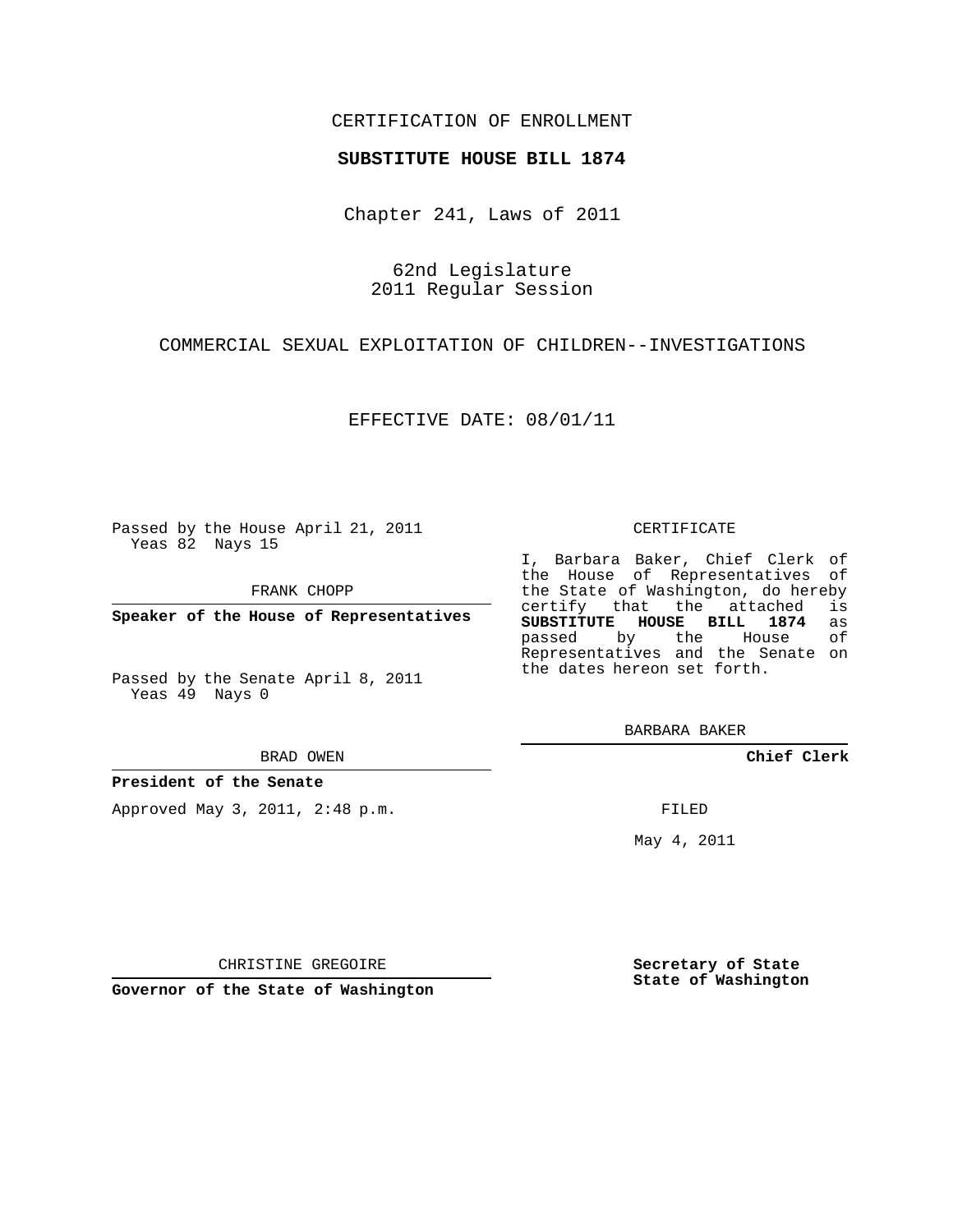CERTIFICATION OF ENROLLMENT

**SUBSTITUTE HOUSE BILL 1874**

Chapter 241, Laws of 2011

62nd Legislature
2011 Regular Session

COMMERCIAL SEXUAL EXPLOITATION OF CHILDREN--INVESTIGATIONS

EFFECTIVE DATE: 08/01/11

Passed by the House April 21, 2011
Yeas 82 Nays 15

FRANK CHOPP

**Speaker of the House of Representatives**

Passed by the Senate April 8, 2011
Yeas 49 Nays 0

BRAD OWEN

**President of the Senate**

Approved May 3, 2011, 2:48 p.m.

CHRISTINE GREGOIRE

**Governor of the State of Washington**

CERTIFICATE

I, Barbara Baker, Chief Clerk of the House of Representatives of the State of Washington, do hereby certify that the attached is **SUBSTITUTE HOUSE BILL 1874** as passed by the House of Representatives and the Senate on the dates hereon set forth.

BARBARA BAKER

**Chief Clerk**

FILED

May 4, 2011

**Secretary of State**
**State of Washington**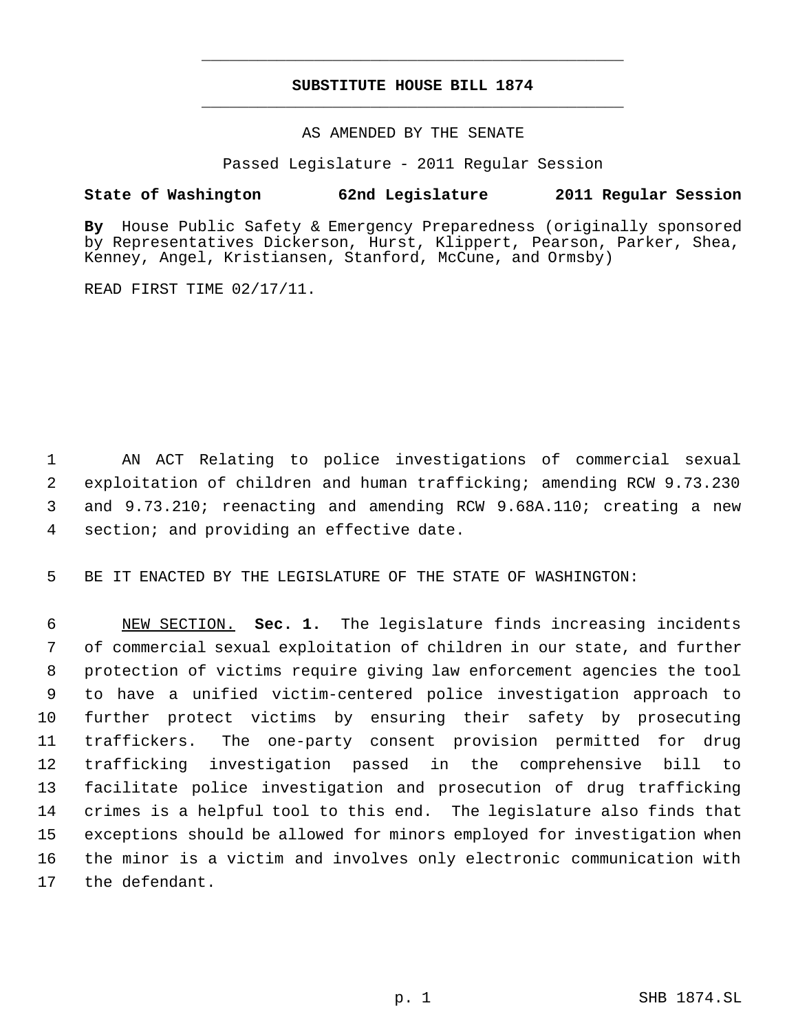# SUBSTITUTE HOUSE BILL 1874

AS AMENDED BY THE SENATE

Passed Legislature - 2011 Regular Session

**State of Washington 62nd Legislature 2011 Regular Session**

**By** House Public Safety & Emergency Preparedness (originally sponsored by Representatives Dickerson, Hurst, Klippert, Pearson, Parker, Shea, Kenney, Angel, Kristiansen, Stanford, McCune, and Ormsby)

READ FIRST TIME 02/17/11.

AN ACT Relating to police investigations of commercial sexual exploitation of children and human trafficking; amending RCW 9.73.230 and 9.73.210; reenacting and amending RCW 9.68A.110; creating a new section; and providing an effective date.

BE IT ENACTED BY THE LEGISLATURE OF THE STATE OF WASHINGTON:

NEW SECTION. **Sec. 1.** The legislature finds increasing incidents of commercial sexual exploitation of children in our state, and further protection of victims require giving law enforcement agencies the tool to have a unified victim-centered police investigation approach to further protect victims by ensuring their safety by prosecuting traffickers. The one-party consent provision permitted for drug trafficking investigation passed in the comprehensive bill to facilitate police investigation and prosecution of drug trafficking crimes is a helpful tool to this end. The legislature also finds that exceptions should be allowed for minors employed for investigation when the minor is a victim and involves only electronic communication with the defendant.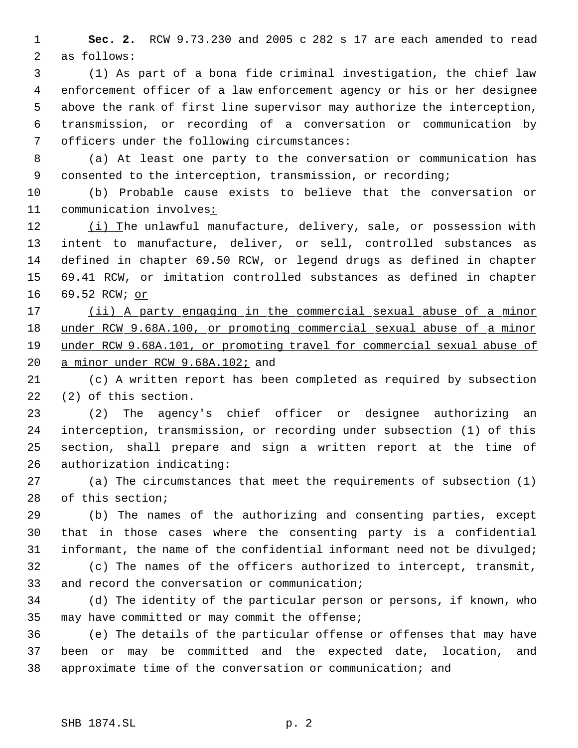**Sec. 2.** RCW 9.73.230 and 2005 c 282 s 17 are each amended to read as follows:

(1) As part of a bona fide criminal investigation, the chief law enforcement officer of a law enforcement agency or his or her designee above the rank of first line supervisor may authorize the interception, transmission, or recording of a conversation or communication by officers under the following circumstances:

(a) At least one party to the conversation or communication has consented to the interception, transmission, or recording;

(b) Probable cause exists to believe that the conversation or communication involves<u>:</u>

<u>(i) T</u>he unlawful manufacture, delivery, sale, or possession with intent to manufacture, deliver, or sell, controlled substances as defined in chapter 69.50 RCW, or legend drugs as defined in chapter 69.41 RCW, or imitation controlled substances as defined in chapter 69.52 RCW; <u>or</u>

<u>(ii) A party engaging in the commercial sexual abuse of a minor under RCW 9.68A.100, or promoting commercial sexual abuse of a minor under RCW 9.68A.101, or promoting travel for commercial sexual abuse of a minor under RCW 9.68A.102;</u> and

(c) A written report has been completed as required by subsection (2) of this section.

(2) The agency's chief officer or designee authorizing an interception, transmission, or recording under subsection (1) of this section, shall prepare and sign a written report at the time of authorization indicating:

(a) The circumstances that meet the requirements of subsection (1) of this section;

(b) The names of the authorizing and consenting parties, except that in those cases where the consenting party is a confidential informant, the name of the confidential informant need not be divulged;

(c) The names of the officers authorized to intercept, transmit, and record the conversation or communication;

(d) The identity of the particular person or persons, if known, who may have committed or may commit the offense;

(e) The details of the particular offense or offenses that may have been or may be committed and the expected date, location, and approximate time of the conversation or communication; and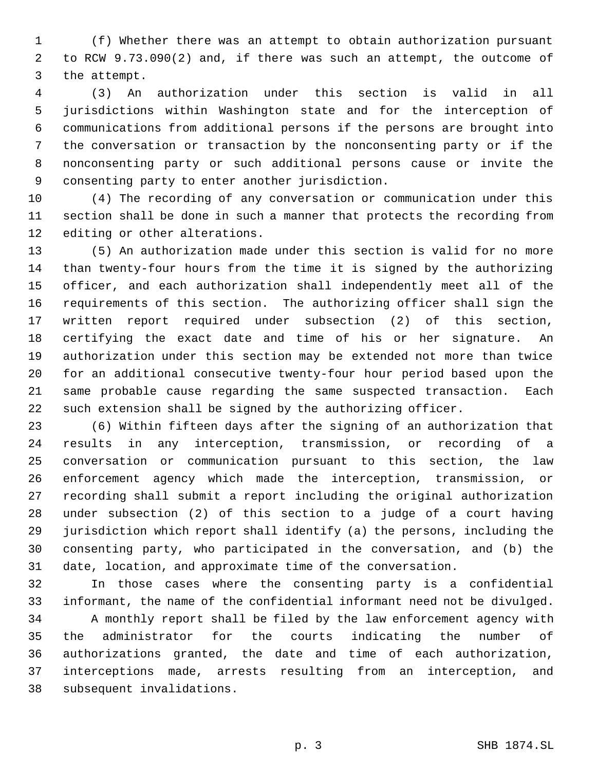(f) Whether there was an attempt to obtain authorization pursuant to RCW 9.73.090(2) and, if there was such an attempt, the outcome of the attempt.

(3) An authorization under this section is valid in all jurisdictions within Washington state and for the interception of communications from additional persons if the persons are brought into the conversation or transaction by the nonconsenting party or if the nonconsenting party or such additional persons cause or invite the consenting party to enter another jurisdiction.

(4) The recording of any conversation or communication under this section shall be done in such a manner that protects the recording from editing or other alterations.

(5) An authorization made under this section is valid for no more than twenty-four hours from the time it is signed by the authorizing officer, and each authorization shall independently meet all of the requirements of this section. The authorizing officer shall sign the written report required under subsection (2) of this section, certifying the exact date and time of his or her signature. An authorization under this section may be extended not more than twice for an additional consecutive twenty-four hour period based upon the same probable cause regarding the same suspected transaction. Each such extension shall be signed by the authorizing officer.

(6) Within fifteen days after the signing of an authorization that results in any interception, transmission, or recording of a conversation or communication pursuant to this section, the law enforcement agency which made the interception, transmission, or recording shall submit a report including the original authorization under subsection (2) of this section to a judge of a court having jurisdiction which report shall identify (a) the persons, including the consenting party, who participated in the conversation, and (b) the date, location, and approximate time of the conversation.

In those cases where the consenting party is a confidential informant, the name of the confidential informant need not be divulged.

A monthly report shall be filed by the law enforcement agency with the administrator for the courts indicating the number of authorizations granted, the date and time of each authorization, interceptions made, arrests resulting from an interception, and subsequent invalidations.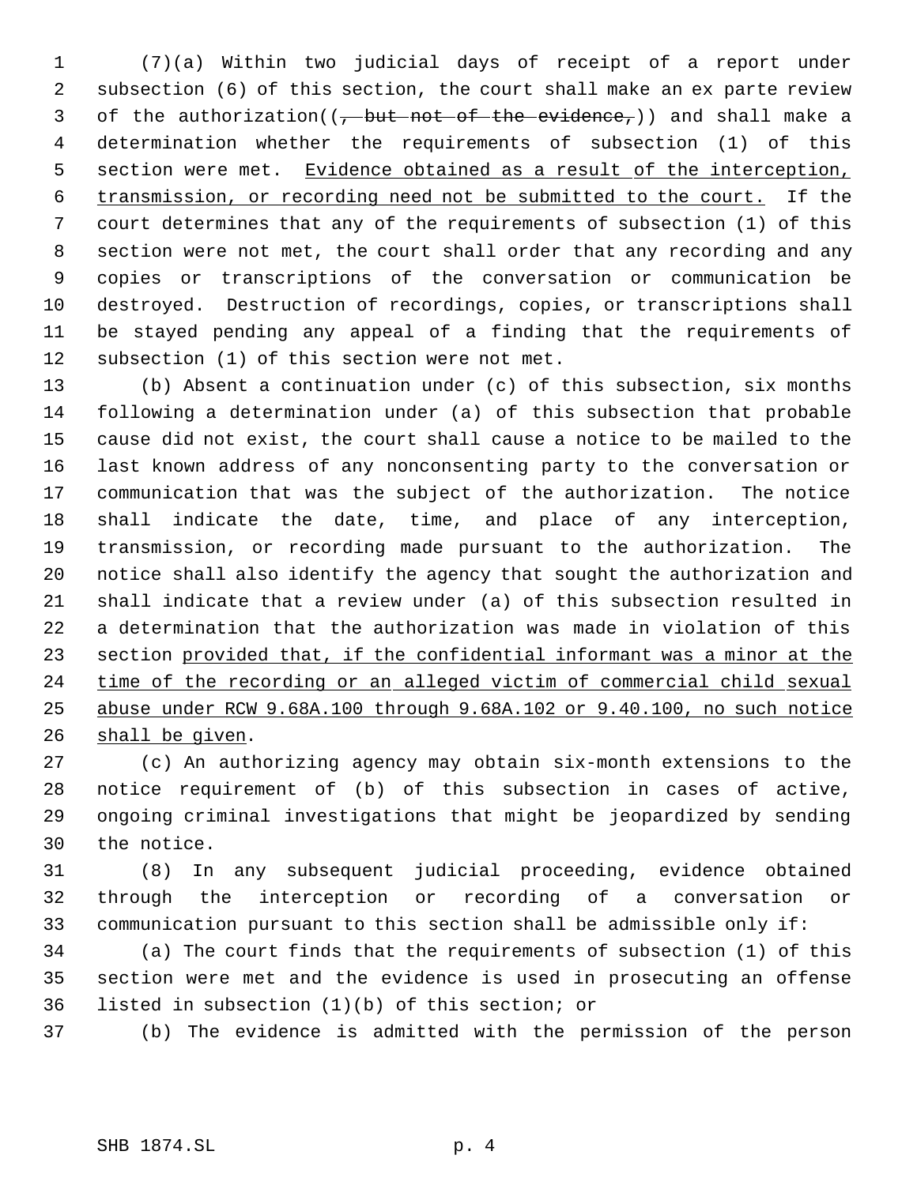(7)(a) Within two judicial days of receipt of a report under subsection (6) of this section, the court shall make an ex parte review of the authorization((~~, but not of the evidence,~~)) and shall make a determination whether the requirements of subsection (1) of this section were met. <u>Evidence obtained as a result of the interception, transmission, or recording need not be submitted to the court.</u> If the court determines that any of the requirements of subsection (1) of this section were not met, the court shall order that any recording and any copies or transcriptions of the conversation or communication be destroyed. Destruction of recordings, copies, or transcriptions shall be stayed pending any appeal of a finding that the requirements of subsection (1) of this section were not met.

(b) Absent a continuation under (c) of this subsection, six months following a determination under (a) of this subsection that probable cause did not exist, the court shall cause a notice to be mailed to the last known address of any nonconsenting party to the conversation or communication that was the subject of the authorization. The notice shall indicate the date, time, and place of any interception, transmission, or recording made pursuant to the authorization. The notice shall also identify the agency that sought the authorization and shall indicate that a review under (a) of this subsection resulted in a determination that the authorization was made in violation of this section <u>provided that, if the confidential informant was a minor at the time of the recording or an alleged victim of commercial child sexual abuse under RCW 9.68A.100 through 9.68A.102 or 9.40.100, no such notice shall be given</u>.

(c) An authorizing agency may obtain six-month extensions to the notice requirement of (b) of this subsection in cases of active, ongoing criminal investigations that might be jeopardized by sending the notice.

(8) In any subsequent judicial proceeding, evidence obtained through the interception or recording of a conversation or communication pursuant to this section shall be admissible only if:

(a) The court finds that the requirements of subsection (1) of this section were met and the evidence is used in prosecuting an offense listed in subsection (1)(b) of this section; or

(b) The evidence is admitted with the permission of the person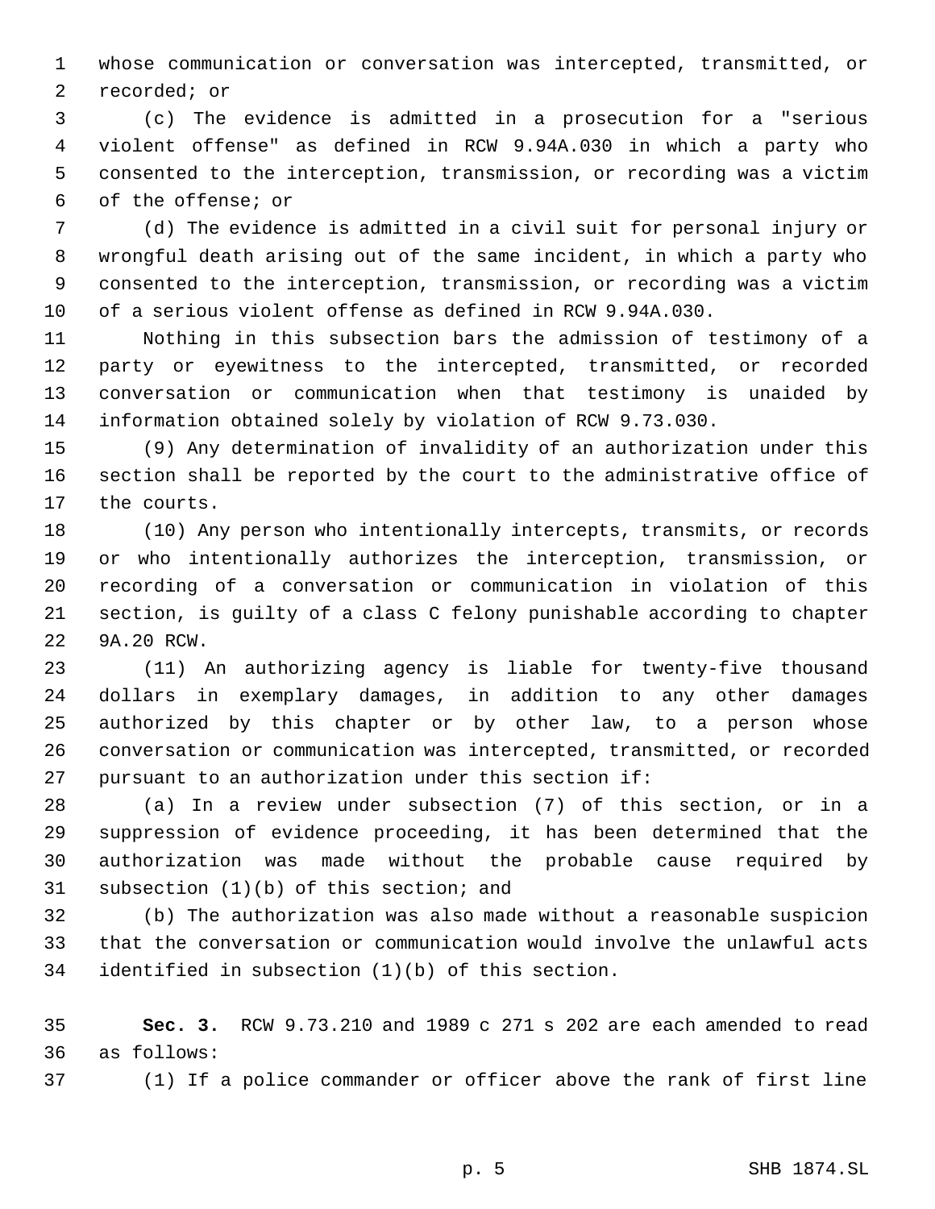whose communication or conversation was intercepted, transmitted, or recorded; or

(c) The evidence is admitted in a prosecution for a "serious violent offense" as defined in RCW 9.94A.030 in which a party who consented to the interception, transmission, or recording was a victim of the offense; or

(d) The evidence is admitted in a civil suit for personal injury or wrongful death arising out of the same incident, in which a party who consented to the interception, transmission, or recording was a victim of a serious violent offense as defined in RCW 9.94A.030.

Nothing in this subsection bars the admission of testimony of a party or eyewitness to the intercepted, transmitted, or recorded conversation or communication when that testimony is unaided by information obtained solely by violation of RCW 9.73.030.

(9) Any determination of invalidity of an authorization under this section shall be reported by the court to the administrative office of the courts.

(10) Any person who intentionally intercepts, transmits, or records or who intentionally authorizes the interception, transmission, or recording of a conversation or communication in violation of this section, is guilty of a class C felony punishable according to chapter 9A.20 RCW.

(11) An authorizing agency is liable for twenty-five thousand dollars in exemplary damages, in addition to any other damages authorized by this chapter or by other law, to a person whose conversation or communication was intercepted, transmitted, or recorded pursuant to an authorization under this section if:

(a) In a review under subsection (7) of this section, or in a suppression of evidence proceeding, it has been determined that the authorization was made without the probable cause required by subsection (1)(b) of this section; and

(b) The authorization was also made without a reasonable suspicion that the conversation or communication would involve the unlawful acts identified in subsection (1)(b) of this section.

**Sec. 3.** RCW 9.73.210 and 1989 c 271 s 202 are each amended to read as follows:

(1) If a police commander or officer above the rank of first line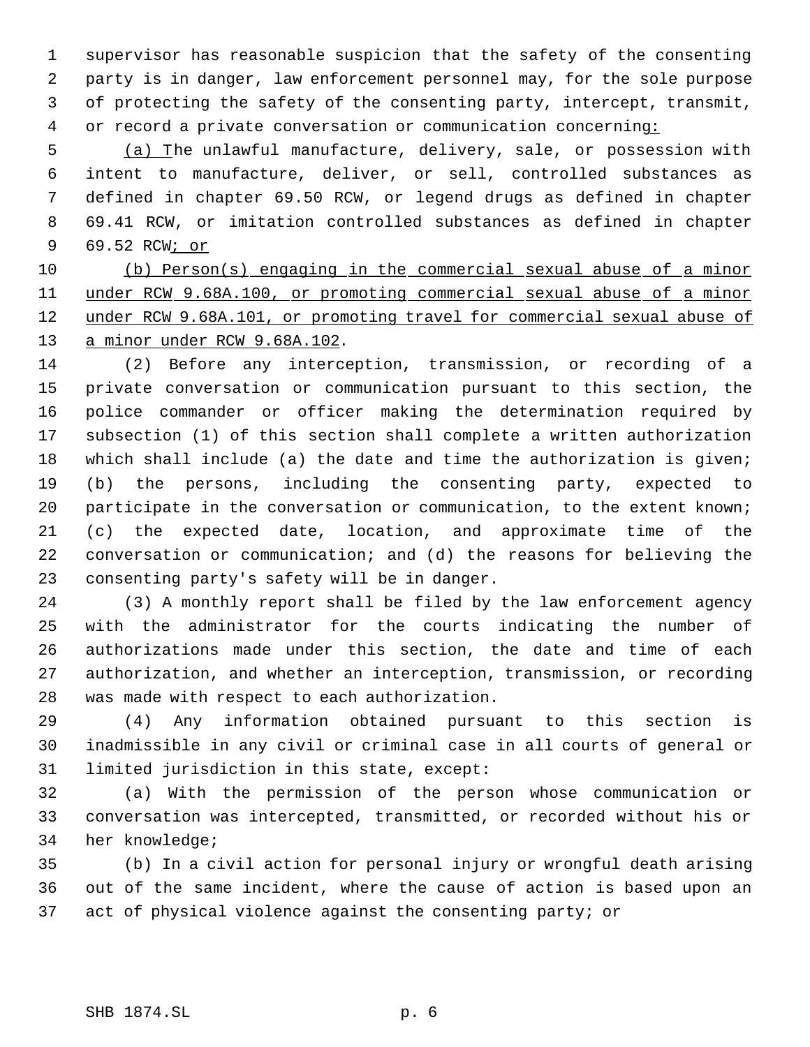supervisor has reasonable suspicion that the safety of the consenting party is in danger, law enforcement personnel may, for the sole purpose of protecting the safety of the consenting party, intercept, transmit, or record a private conversation or communication concerning<u>:</u>

<u>(a) T</u>he unlawful manufacture, delivery, sale, or possession with intent to manufacture, deliver, or sell, controlled substances as defined in chapter 69.50 RCW, or legend drugs as defined in chapter 69.41 RCW, or imitation controlled substances as defined in chapter 69.52 RCW<u>; or</u>

<u>(b) Person(s) engaging in the commercial sexual abuse of a minor under RCW 9.68A.100, or promoting commercial sexual abuse of a minor under RCW 9.68A.101, or promoting travel for commercial sexual abuse of a minor under RCW 9.68A.102</u>.

(2) Before any interception, transmission, or recording of a private conversation or communication pursuant to this section, the police commander or officer making the determination required by subsection (1) of this section shall complete a written authorization which shall include (a) the date and time the authorization is given; (b) the persons, including the consenting party, expected to participate in the conversation or communication, to the extent known; (c) the expected date, location, and approximate time of the conversation or communication; and (d) the reasons for believing the consenting party's safety will be in danger.

(3) A monthly report shall be filed by the law enforcement agency with the administrator for the courts indicating the number of authorizations made under this section, the date and time of each authorization, and whether an interception, transmission, or recording was made with respect to each authorization.

(4) Any information obtained pursuant to this section is inadmissible in any civil or criminal case in all courts of general or limited jurisdiction in this state, except:

(a) With the permission of the person whose communication or conversation was intercepted, transmitted, or recorded without his or her knowledge;

(b) In a civil action for personal injury or wrongful death arising out of the same incident, where the cause of action is based upon an act of physical violence against the consenting party; or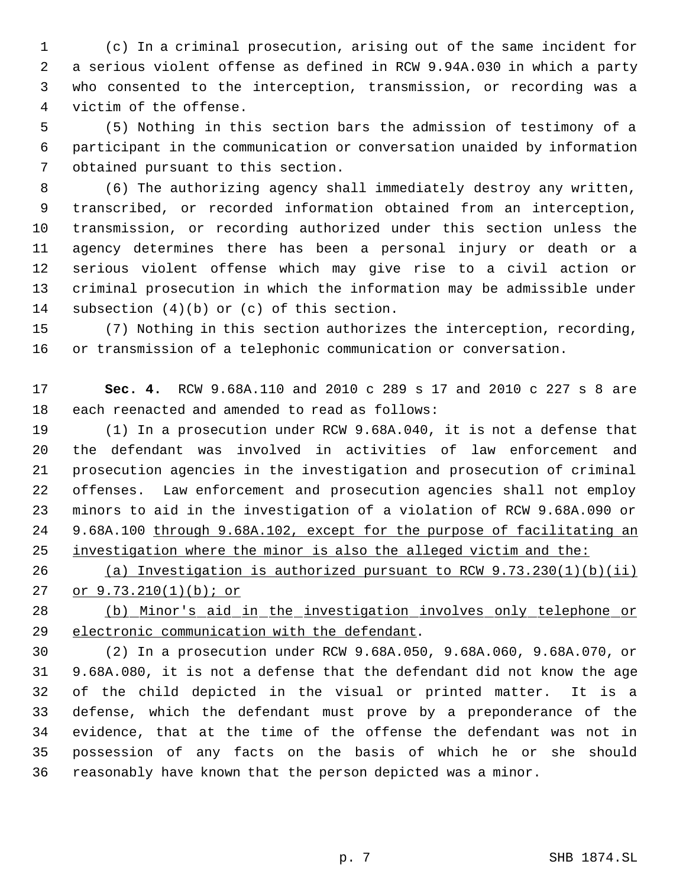(c) In a criminal prosecution, arising out of the same incident for a serious violent offense as defined in RCW 9.94A.030 in which a party who consented to the interception, transmission, or recording was a victim of the offense.

(5) Nothing in this section bars the admission of testimony of a participant in the communication or conversation unaided by information obtained pursuant to this section.

(6) The authorizing agency shall immediately destroy any written, transcribed, or recorded information obtained from an interception, transmission, or recording authorized under this section unless the agency determines there has been a personal injury or death or a serious violent offense which may give rise to a civil action or criminal prosecution in which the information may be admissible under subsection (4)(b) or (c) of this section.

(7) Nothing in this section authorizes the interception, recording, or transmission of a telephonic communication or conversation.

**Sec. 4.** RCW 9.68A.110 and 2010 c 289 s 17 and 2010 c 227 s 8 are each reenacted and amended to read as follows:

(1) In a prosecution under RCW 9.68A.040, it is not a defense that the defendant was involved in activities of law enforcement and prosecution agencies in the investigation and prosecution of criminal offenses. Law enforcement and prosecution agencies shall not employ minors to aid in the investigation of a violation of RCW 9.68A.090 or 9.68A.100 <u>through 9.68A.102, except for the purpose of facilitating an investigation where the minor is also the alleged victim and the:</u>

<u>(a) Investigation is authorized pursuant to RCW 9.73.230(1)(b)(ii) or 9.73.210(1)(b); or</u>

<u>(b) Minor's aid in the investigation involves only telephone or electronic communication with the defendant</u>.

(2) In a prosecution under RCW 9.68A.050, 9.68A.060, 9.68A.070, or 9.68A.080, it is not a defense that the defendant did not know the age of the child depicted in the visual or printed matter. It is a defense, which the defendant must prove by a preponderance of the evidence, that at the time of the offense the defendant was not in possession of any facts on the basis of which he or she should reasonably have known that the person depicted was a minor.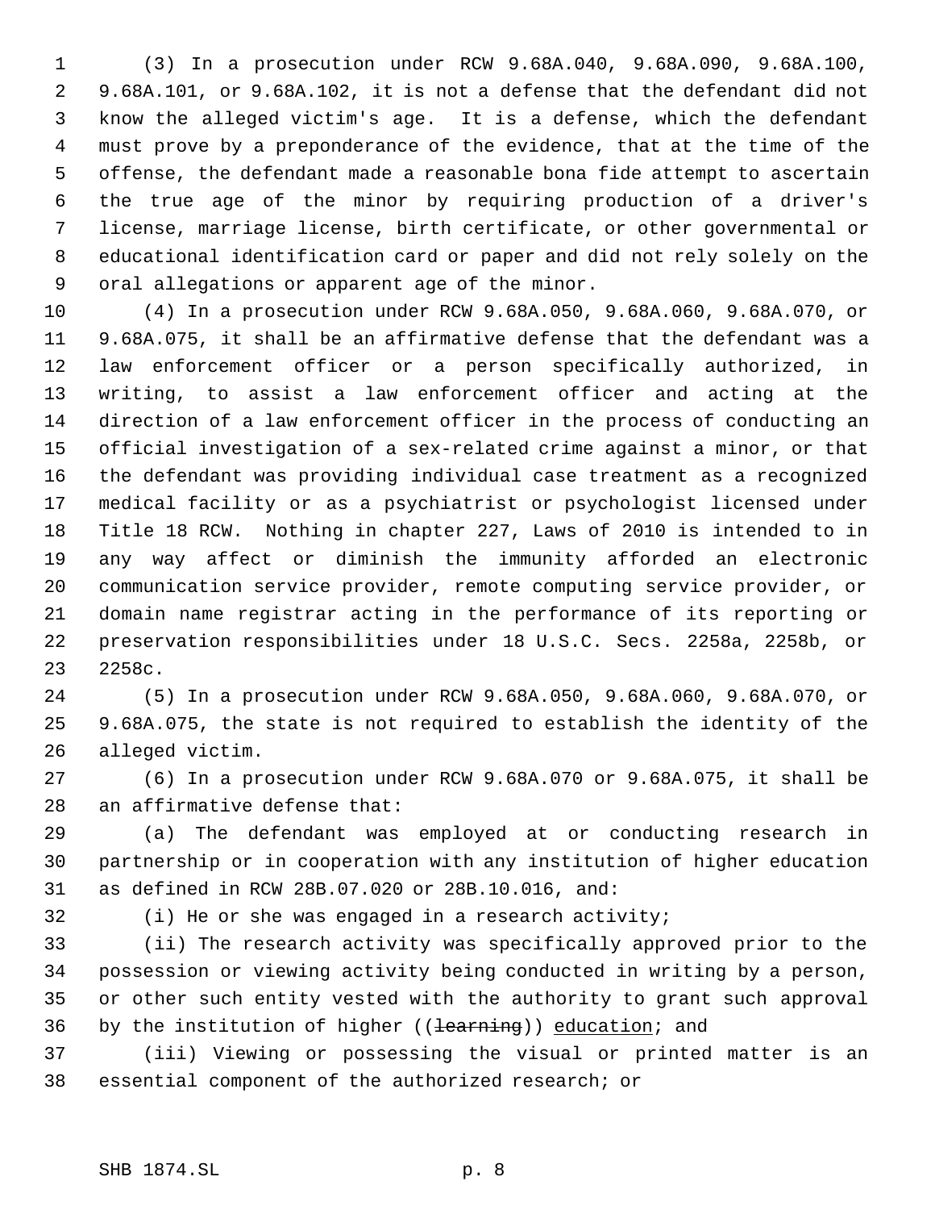(3) In a prosecution under RCW 9.68A.040, 9.68A.090, 9.68A.100, 9.68A.101, or 9.68A.102, it is not a defense that the defendant did not know the alleged victim's age. It is a defense, which the defendant must prove by a preponderance of the evidence, that at the time of the offense, the defendant made a reasonable bona fide attempt to ascertain the true age of the minor by requiring production of a driver's license, marriage license, birth certificate, or other governmental or educational identification card or paper and did not rely solely on the oral allegations or apparent age of the minor.

(4) In a prosecution under RCW 9.68A.050, 9.68A.060, 9.68A.070, or 9.68A.075, it shall be an affirmative defense that the defendant was a law enforcement officer or a person specifically authorized, in writing, to assist a law enforcement officer and acting at the direction of a law enforcement officer in the process of conducting an official investigation of a sex-related crime against a minor, or that the defendant was providing individual case treatment as a recognized medical facility or as a psychiatrist or psychologist licensed under Title 18 RCW. Nothing in chapter 227, Laws of 2010 is intended to in any way affect or diminish the immunity afforded an electronic communication service provider, remote computing service provider, or domain name registrar acting in the performance of its reporting or preservation responsibilities under 18 U.S.C. Secs. 2258a, 2258b, or 2258c.

(5) In a prosecution under RCW 9.68A.050, 9.68A.060, 9.68A.070, or 9.68A.075, the state is not required to establish the identity of the alleged victim.

(6) In a prosecution under RCW 9.68A.070 or 9.68A.075, it shall be an affirmative defense that:

(a) The defendant was employed at or conducting research in partnership or in cooperation with any institution of higher education as defined in RCW 28B.07.020 or 28B.10.016, and:

(i) He or she was engaged in a research activity;

(ii) The research activity was specifically approved prior to the possession or viewing activity being conducted in writing by a person, or other such entity vested with the authority to grant such approval by the institution of higher ((~~learning~~)) <u>education</u>; and

(iii) Viewing or possessing the visual or printed matter is an essential component of the authorized research; or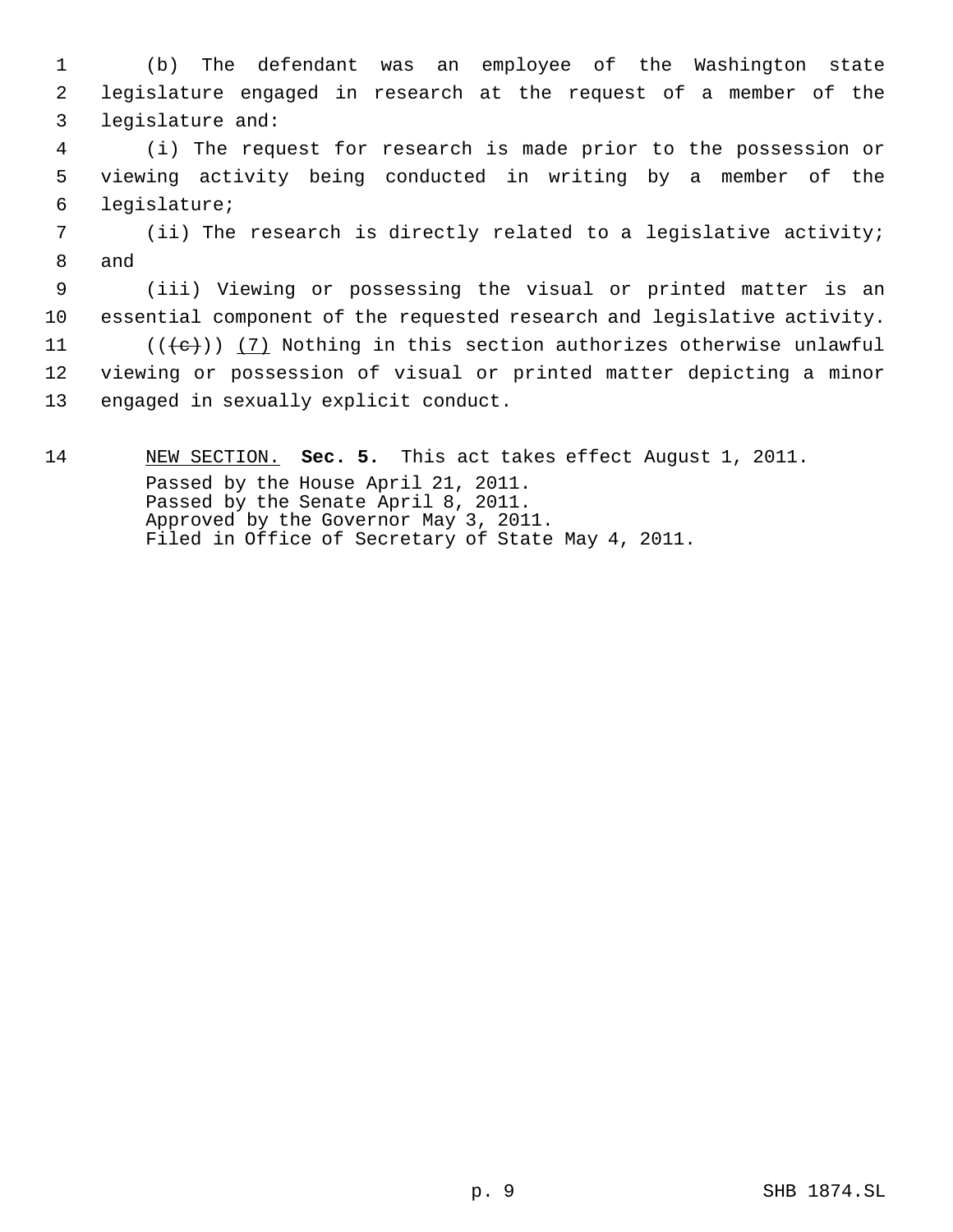(b) The defendant was an employee of the Washington state legislature engaged in research at the request of a member of the legislature and:

(i) The request for research is made prior to the possession or viewing activity being conducted in writing by a member of the legislature;

(ii) The research is directly related to a legislative activity; and

(iii) Viewing or possessing the visual or printed matter is an essential component of the requested research and legislative activity.

((~~(c)~~)) <u>(7)</u> Nothing in this section authorizes otherwise unlawful viewing or possession of visual or printed matter depicting a minor engaged in sexually explicit conduct.

<u>NEW SECTION.</u> **Sec. 5.** This act takes effect August 1, 2011.

Passed by the House April 21, 2011.
Passed by the Senate April 8, 2011.
Approved by the Governor May 3, 2011.
Filed in Office of Secretary of State May 4, 2011.